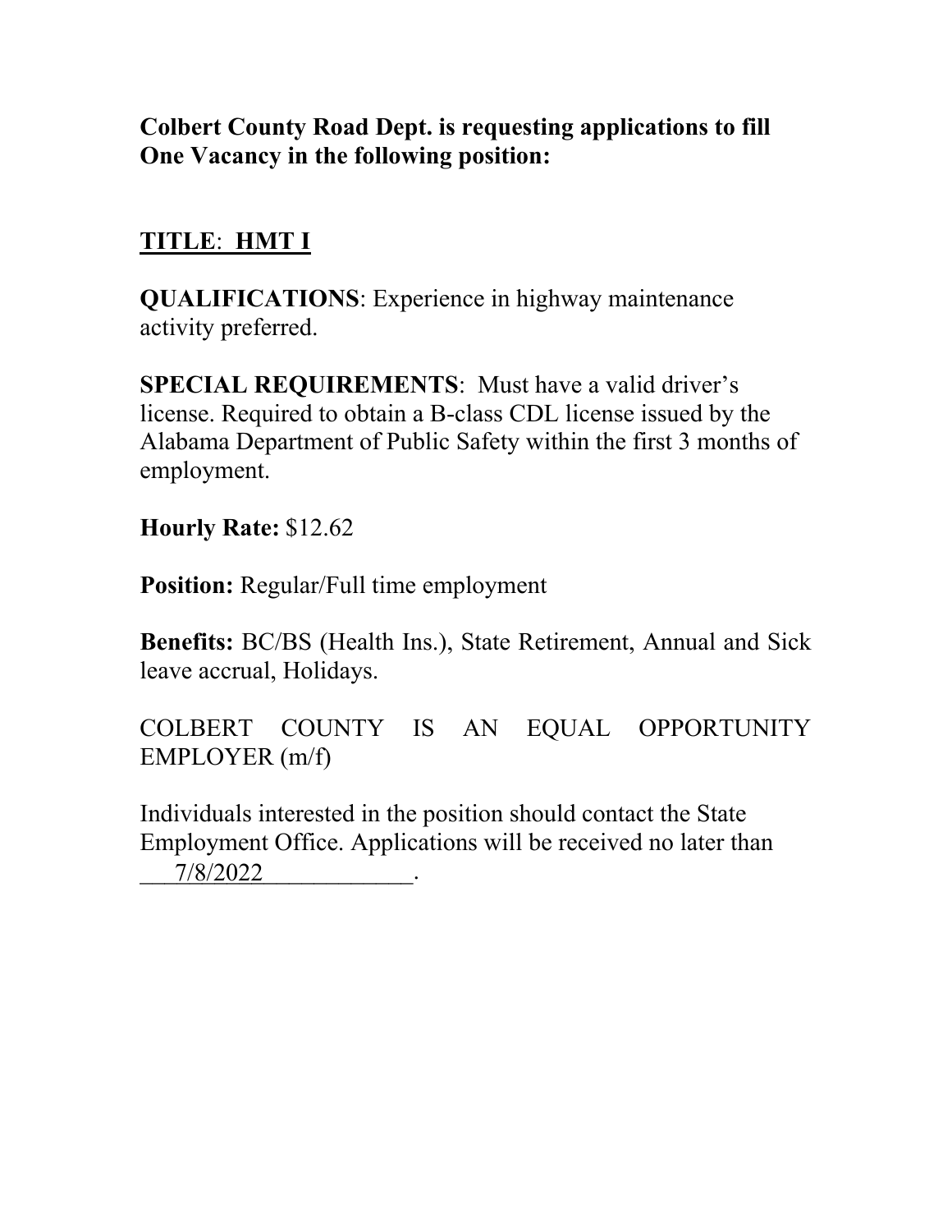**Colbert County Road Dept. is requesting applications to fill One Vacancy in the following position:**

**<u>TITLE</u>: <u>HMT I</u>**

**QUALIFICATIONS**: Experience in highway maintenance activity preferred.

**SPECIAL REQUIREMENTS**: Must have a valid driver's license. Required to obtain a B-class CDL license issued by the Alabama Department of Public Safety within the first 3 months of employment.

**Hourly Rate:** $12.62

**Position:** Regular/Full time employment

**Benefits:** BC/BS (Health Ins.), State Retirement, Annual and Sick leave accrual, Holidays.

COLBERT COUNTY IS AN EQUAL OPPORTUNITY EMPLOYER (m/f)

Individuals interested in the position should contact the State Employment Office. Applications will be received no later than \_\_\_7/8/2022\_\_\_\_\_\_\_\_\_\_\_\_.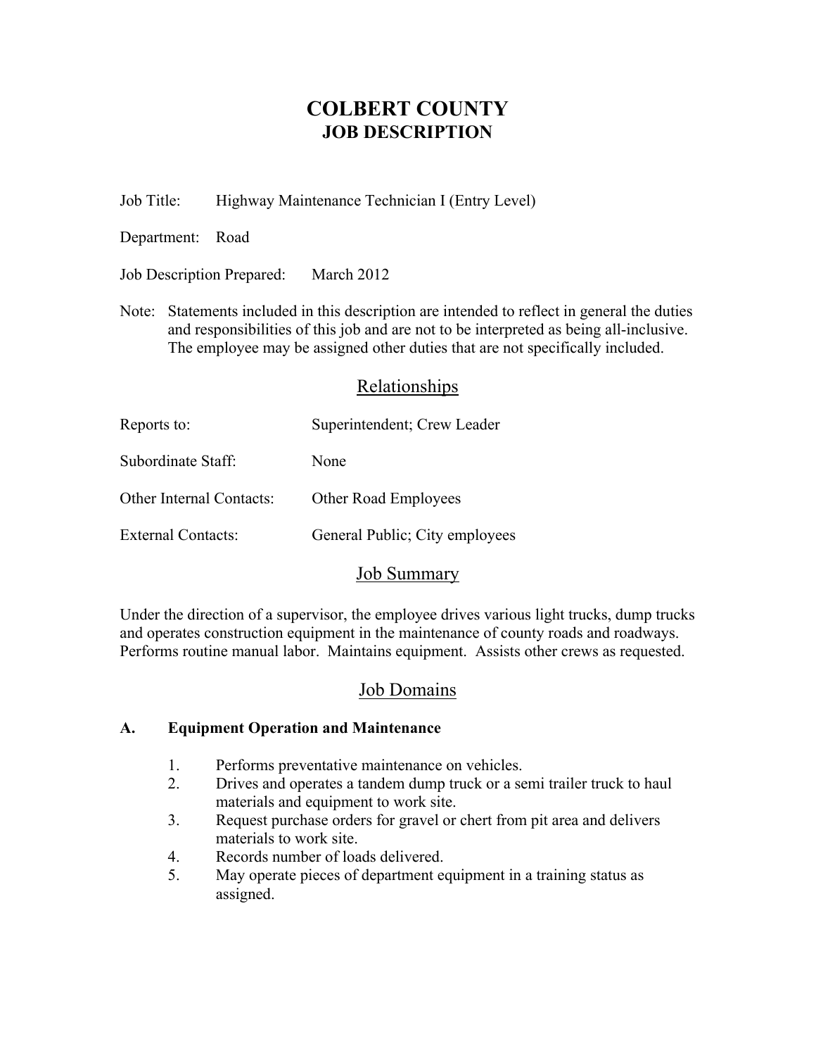# COLBERT COUNTY
## JOB DESCRIPTION

Job Title: Highway Maintenance Technician I (Entry Level)

Department: Road

Job Description Prepared: March 2012

Note: Statements included in this description are intended to reflect in general the duties and responsibilities of this job and are not to be interpreted as being all-inclusive. The employee may be assigned other duties that are not specifically included.

## Relationships

| | |
|---|---|
| Reports to: | Superintendent; Crew Leader |
| Subordinate Staff: | None |
| Other Internal Contacts: | Other Road Employees |
| External Contacts: | General Public; City employees |

## Job Summary

Under the direction of a supervisor, the employee drives various light trucks, dump trucks and operates construction equipment in the maintenance of county roads and roadways. Performs routine manual labor. Maintains equipment. Assists other crews as requested.

## Job Domains

### A. Equipment Operation and Maintenance

1. Performs preventative maintenance on vehicles.
2. Drives and operates a tandem dump truck or a semi trailer truck to haul materials and equipment to work site.
3. Request purchase orders for gravel or chert from pit area and delivers materials to work site.
4. Records number of loads delivered.
5. May operate pieces of department equipment in a training status as assigned.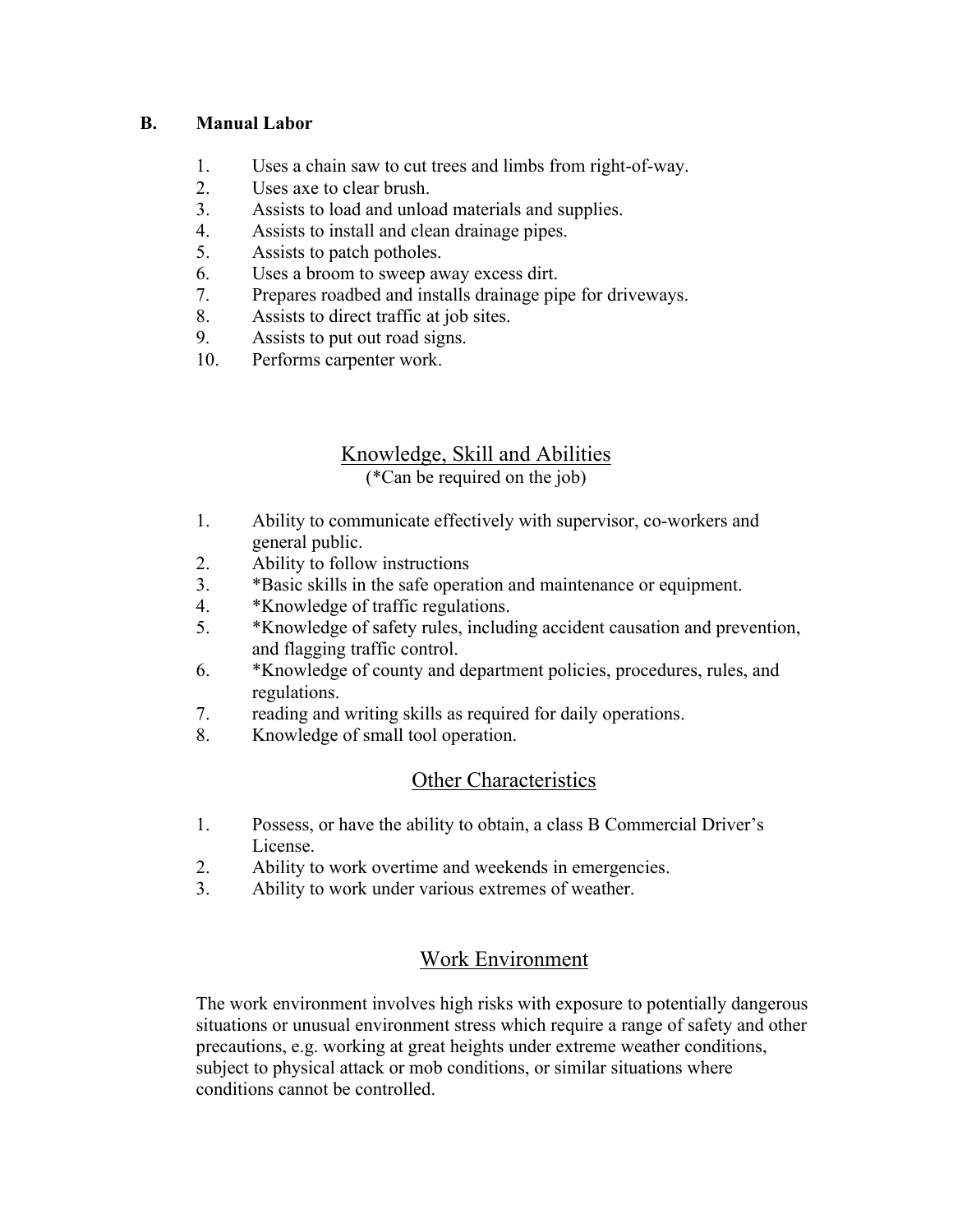### B. Manual Labor

1. Uses a chain saw to cut trees and limbs from right-of-way.
2. Uses axe to clear brush.
3. Assists to load and unload materials and supplies.
4. Assists to install and clean drainage pipes.
5. Assists to patch potholes.
6. Uses a broom to sweep away excess dirt.
7. Prepares roadbed and installs drainage pipe for driveways.
8. Assists to direct traffic at job sites.
9. Assists to put out road signs.
10. Performs carpenter work.

## Knowledge, Skill and Abilities

(*Can be required on the job)

1. Ability to communicate effectively with supervisor, co-workers and general public.
2. Ability to follow instructions
3. *Basic skills in the safe operation and maintenance or equipment.
4. *Knowledge of traffic regulations.
5. *Knowledge of safety rules, including accident causation and prevention, and flagging traffic control.
6. *Knowledge of county and department policies, procedures, rules, and regulations.
7. reading and writing skills as required for daily operations.
8. Knowledge of small tool operation.

## Other Characteristics

1. Possess, or have the ability to obtain, a class B Commercial Driver's License.
2. Ability to work overtime and weekends in emergencies.
3. Ability to work under various extremes of weather.

## Work Environment

The work environment involves high risks with exposure to potentially dangerous situations or unusual environment stress which require a range of safety and other precautions, e.g. working at great heights under extreme weather conditions, subject to physical attack or mob conditions, or similar situations where conditions cannot be controlled.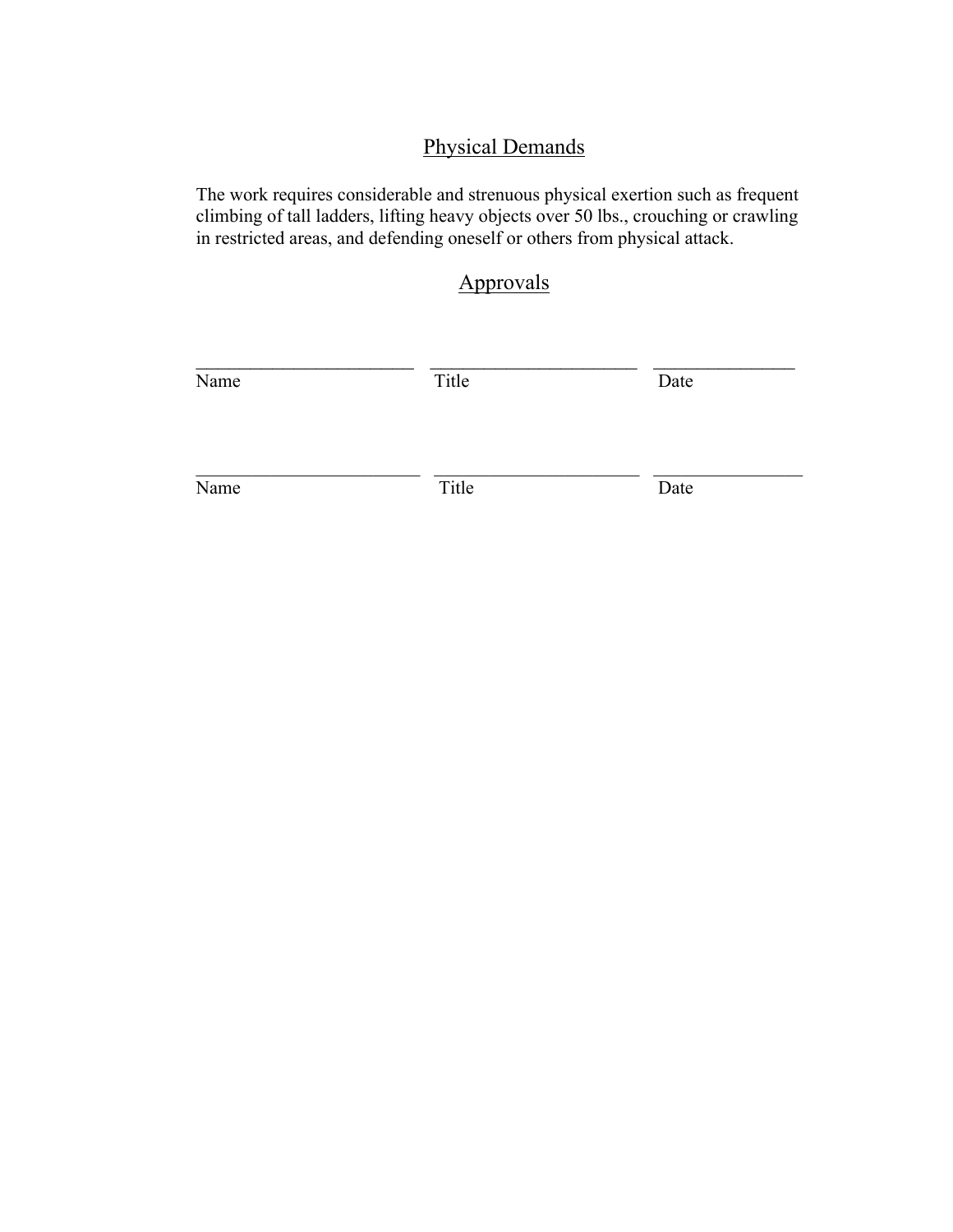## Physical Demands

The work requires considerable and strenuous physical exertion such as frequent climbing of tall ladders, lifting heavy objects over 50 lbs., crouching or crawling in restricted areas, and defending oneself or others from physical attack.

## Approvals

| | | |
|---|---|---|
| _______________________ | _______________________ | _______________ |
| Name | Title | Date |
| _______________________ | _______________________ | _______________ |
| Name | Title | Date |